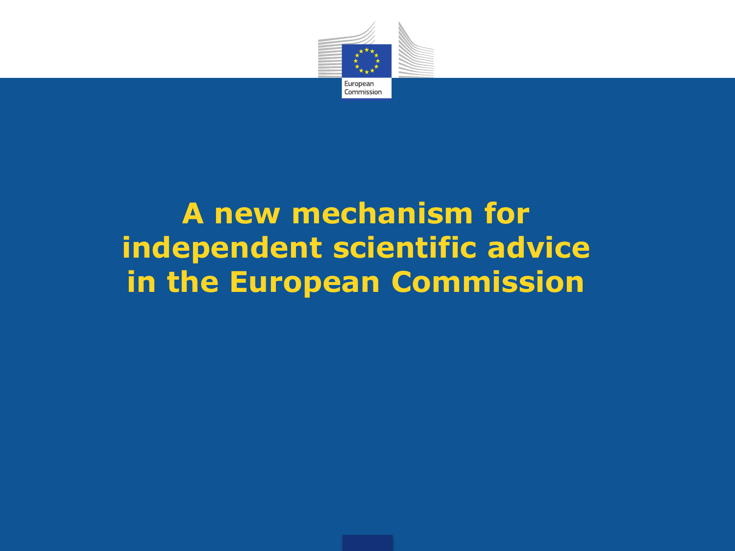# A new mechanism for independent scientific advice in the European Commission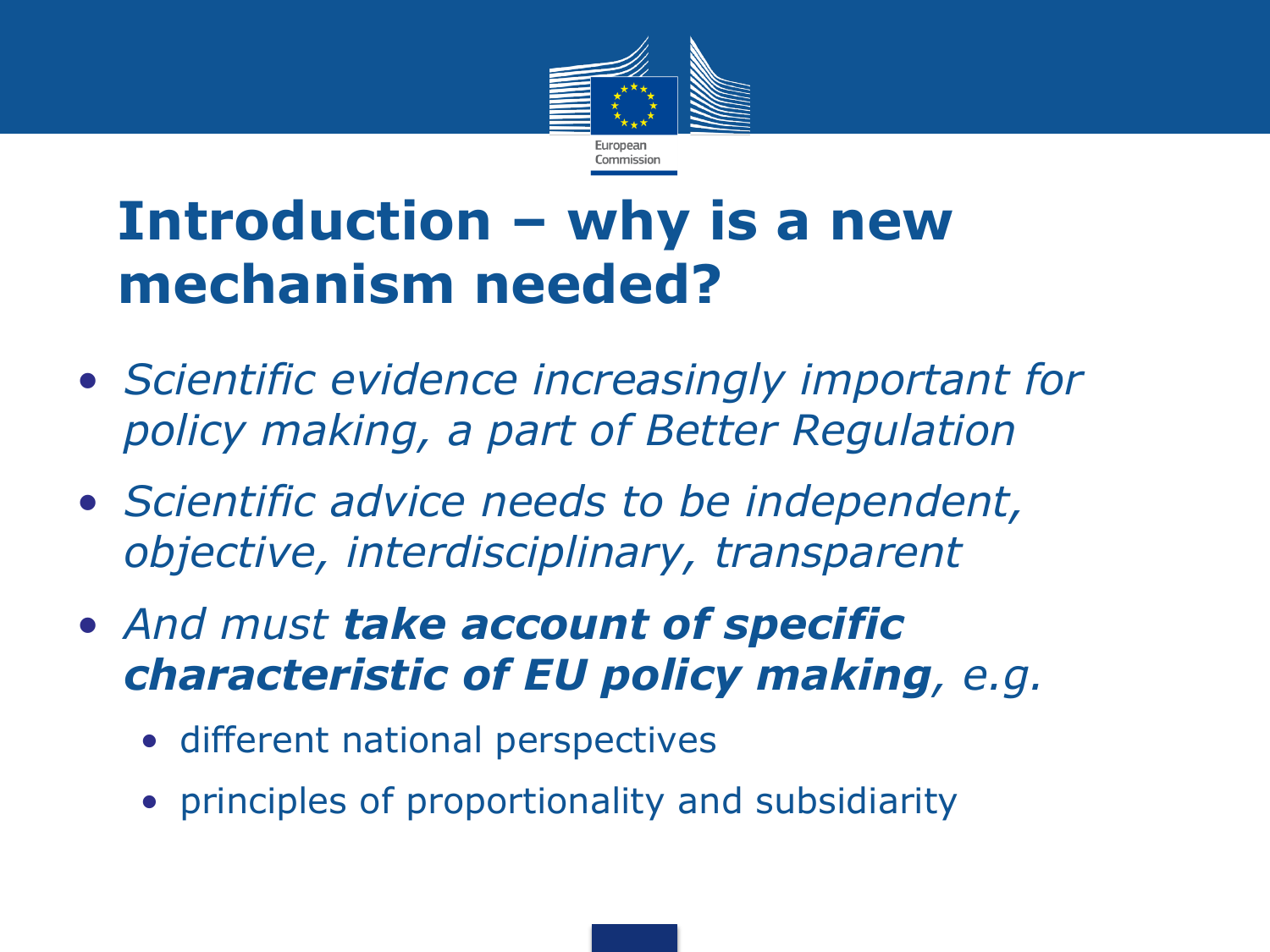# Introduction – why is a new mechanism needed?

- *Scientific evidence increasingly important for policy making, a part of Better Regulation*
- *Scientific advice needs to be independent, objective, interdisciplinary, transparent*
- *And must **take account of specific characteristic of EU policy making**, e.g.*
  - different national perspectives
  - principles of proportionality and subsidiarity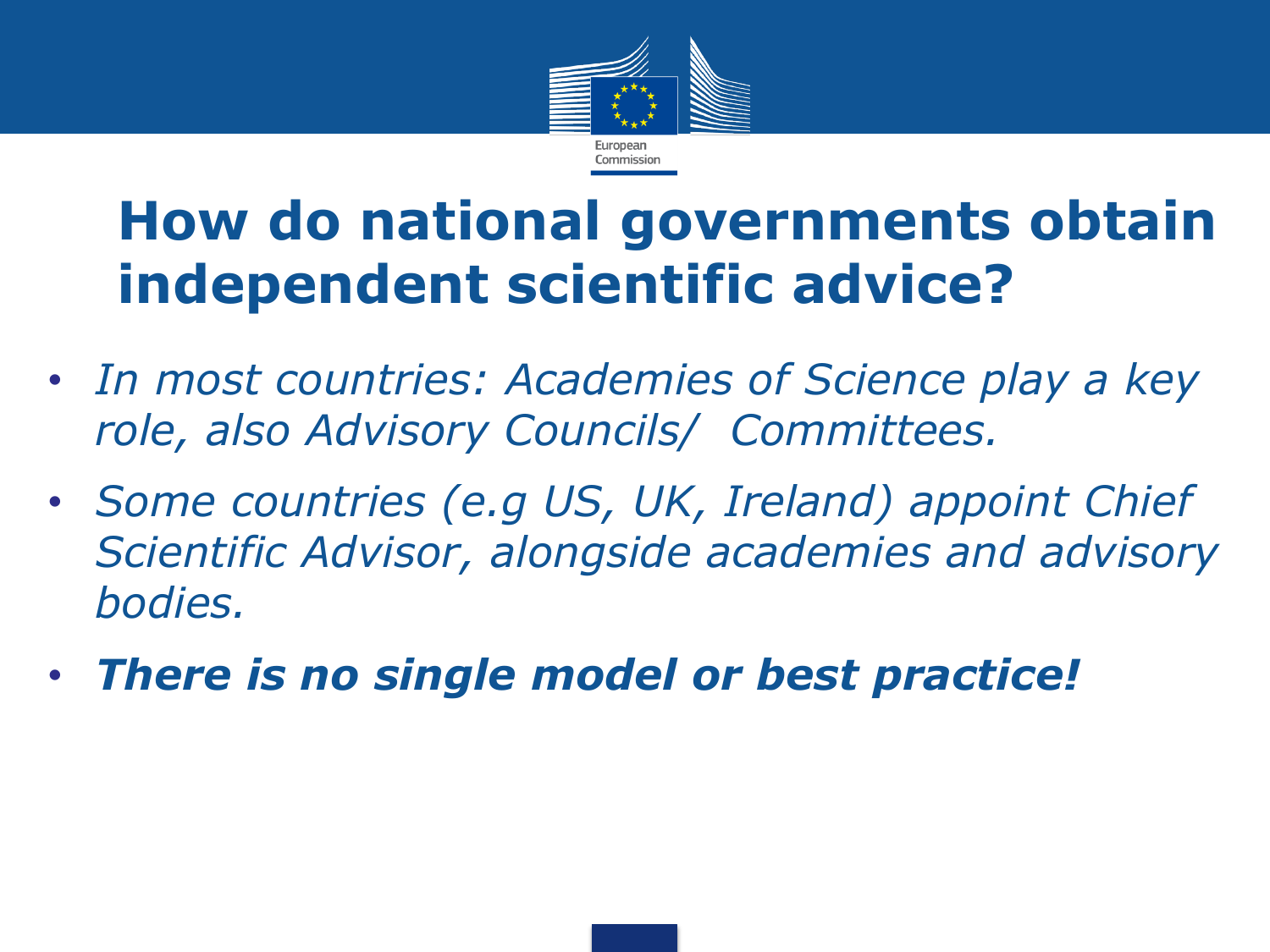# How do national governments obtain independent scientific advice?

- *In most countries: Academies of Science play a key role, also Advisory Councils/ Committees.*
- *Some countries (e.g US, UK, Ireland) appoint Chief Scientific Advisor, alongside academies and advisory bodies.*
- ***There is no single model or best practice!***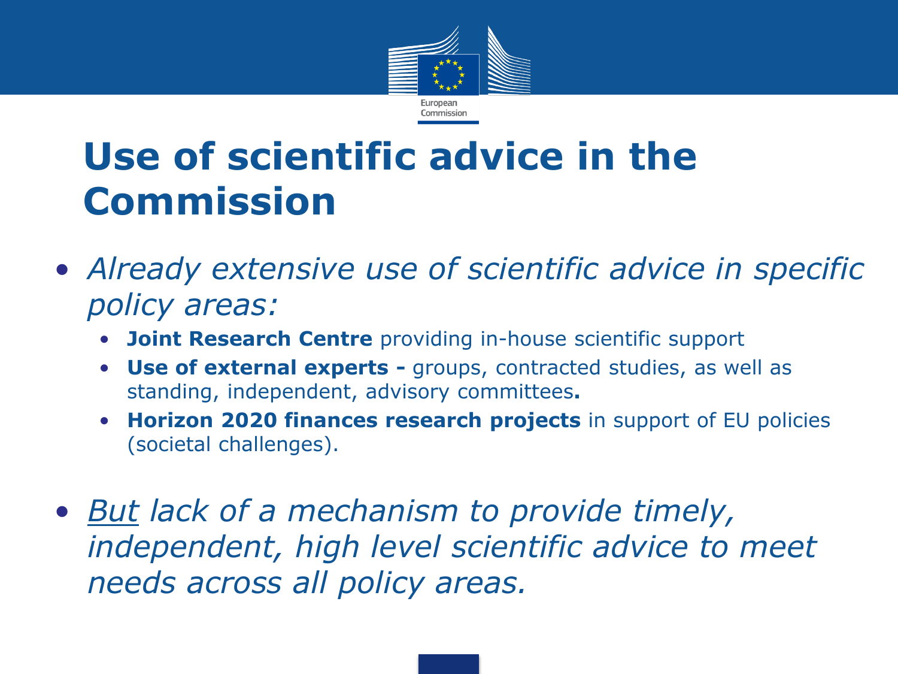# Use of scientific advice in the Commission

- *Already extensive use of scientific advice in specific policy areas:*
  - **Joint Research Centre** providing in-house scientific support
  - **Use of external experts -** groups, contracted studies, as well as standing, independent, advisory committees**.**
  - **Horizon 2020 finances research projects** in support of EU policies (societal challenges).

- *<u>But</u> lack of a mechanism to provide timely, independent, high level scientific advice to meet needs across all policy areas.*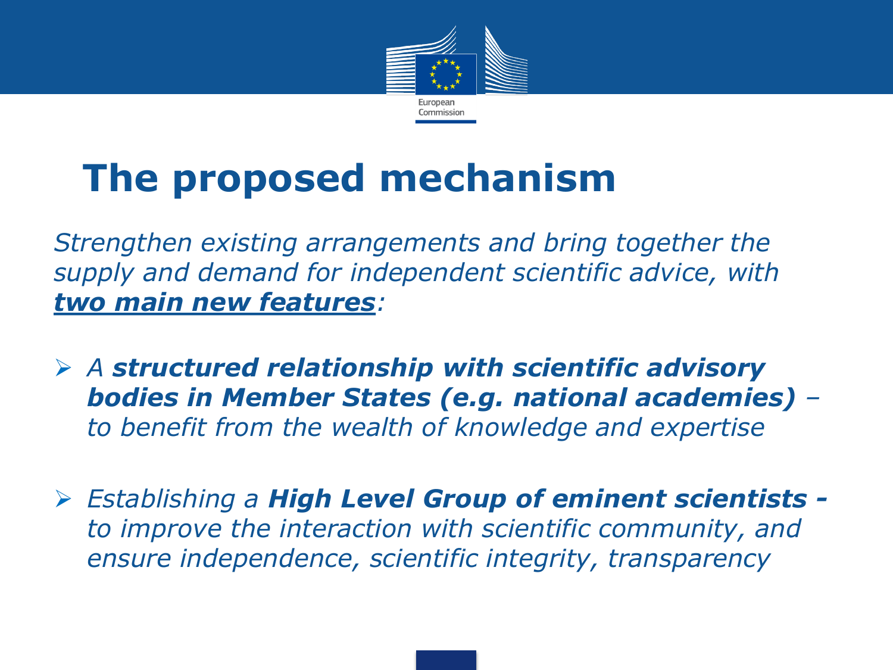# The proposed mechanism

*Strengthen existing arrangements and bring together the supply and demand for independent scientific advice, with **two main new features**:*

- *A **structured relationship with scientific advisory bodies in Member States (e.g. national academies)** – to benefit from the wealth of knowledge and expertise*
- *Establishing a **High Level Group of eminent scientists -** to improve the interaction with scientific community, and ensure independence, scientific integrity, transparency*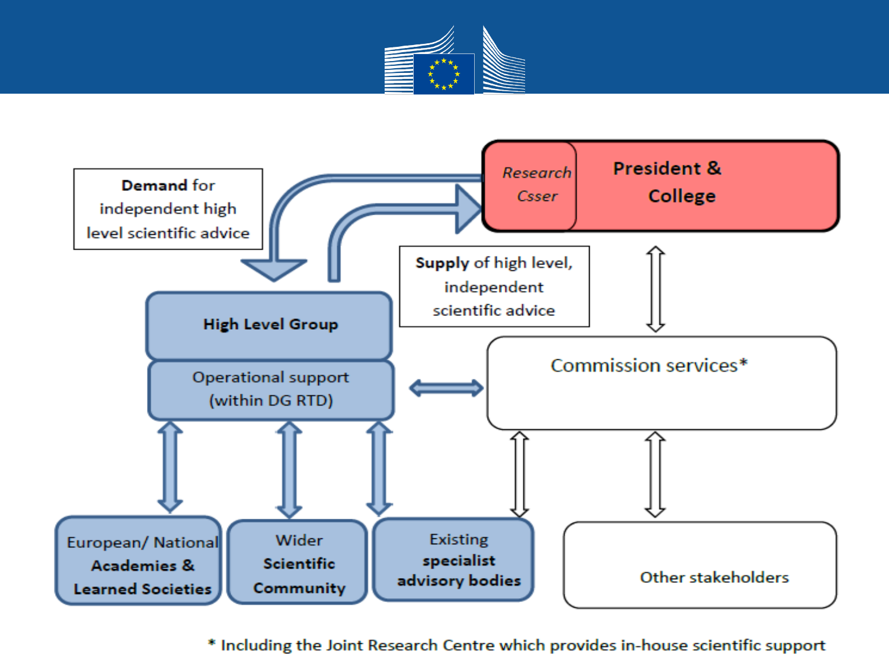**Demand** for independent high level scientific advice

Research Csser

**President & College**

**Supply** of high level, independent scientific advice

**High Level Group**

Operational support (within DG RTD)

Commission services*

European/ National **Academies & Learned Societies**

Wider **Scientific Community**

Existing **specialist advisory bodies**

Other stakeholders

\* Including the Joint Research Centre which provides in-house scientific support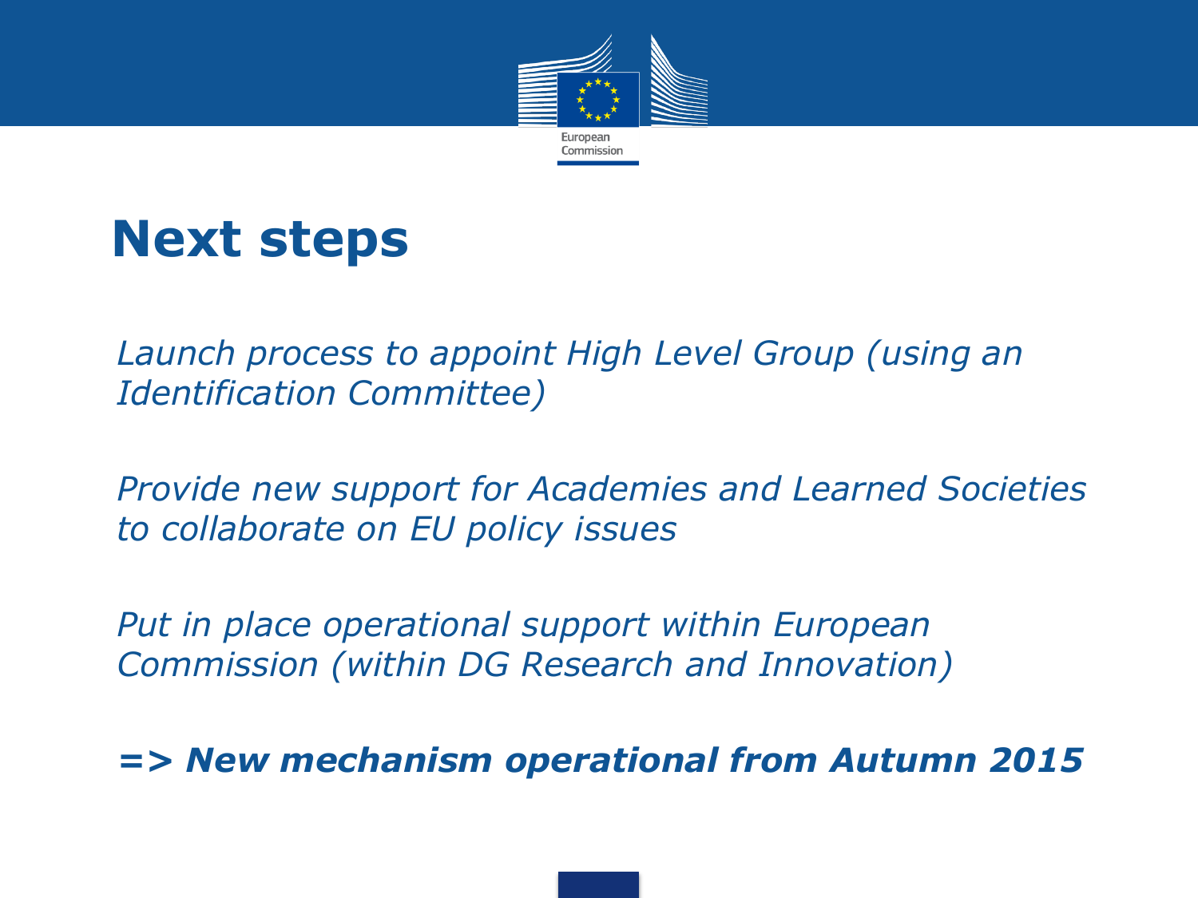# Next steps

*Launch process to appoint High Level Group (using an Identification Committee)*

*Provide new support for Academies and Learned Societies to collaborate on EU policy issues*

*Put in place operational support within European Commission (within DG Research and Innovation)*

***=> New mechanism operational from Autumn 2015***